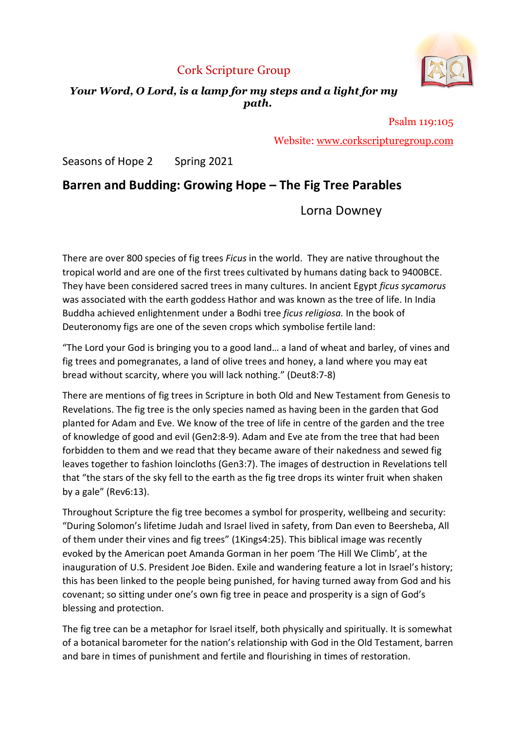Cork Scripture Group

***Your Word, O Lord, is a lamp for my steps and a light for my path.***

Psalm 119:105

Website: [www.corkscripturegroup.com](http://www.corkscripturegroup.com)

Seasons of Hope 2 Spring 2021

## Barren and Budding: Growing Hope – The Fig Tree Parables

Lorna Downey

There are over 800 species of fig trees *Ficus* in the world. They are native throughout the tropical world and are one of the first trees cultivated by humans dating back to 9400BCE. They have been considered sacred trees in many cultures. In ancient Egypt *ficus sycamorus* was associated with the earth goddess Hathor and was known as the tree of life. In India Buddha achieved enlightenment under a Bodhi tree *ficus religiosa.* In the book of Deuteronomy figs are one of the seven crops which symbolise fertile land:

"The Lord your God is bringing you to a good land… a land of wheat and barley, of vines and fig trees and pomegranates, a land of olive trees and honey, a land where you may eat bread without scarcity, where you will lack nothing." (Deut8:7-8)

There are mentions of fig trees in Scripture in both Old and New Testament from Genesis to Revelations. The fig tree is the only species named as having been in the garden that God planted for Adam and Eve. We know of the tree of life in centre of the garden and the tree of knowledge of good and evil (Gen2:8-9). Adam and Eve ate from the tree that had been forbidden to them and we read that they became aware of their nakedness and sewed fig leaves together to fashion loincloths (Gen3:7). The images of destruction in Revelations tell that "the stars of the sky fell to the earth as the fig tree drops its winter fruit when shaken by a gale" (Rev6:13).

Throughout Scripture the fig tree becomes a symbol for prosperity, wellbeing and security: "During Solomon's lifetime Judah and Israel lived in safety, from Dan even to Beersheba, All of them under their vines and fig trees" (1Kings4:25). This biblical image was recently evoked by the American poet Amanda Gorman in her poem 'The Hill We Climb', at the inauguration of U.S. President Joe Biden. Exile and wandering feature a lot in Israel's history; this has been linked to the people being punished, for having turned away from God and his covenant; so sitting under one's own fig tree in peace and prosperity is a sign of God's blessing and protection.

The fig tree can be a metaphor for Israel itself, both physically and spiritually. It is somewhat of a botanical barometer for the nation's relationship with God in the Old Testament, barren and bare in times of punishment and fertile and flourishing in times of restoration.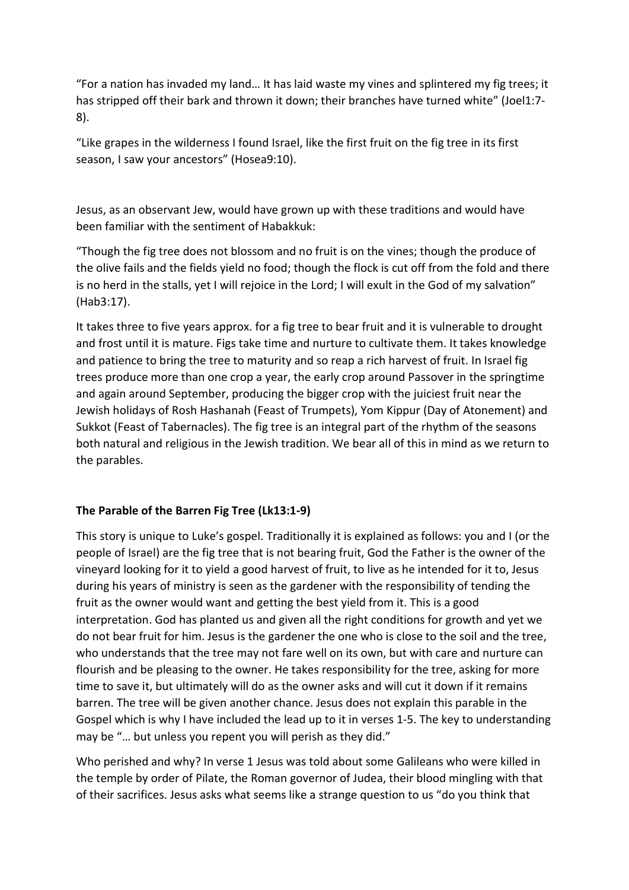“For a nation has invaded my land… It has laid waste my vines and splintered my fig trees; it has stripped off their bark and thrown it down; their branches have turned white” (Joel1:7-8).

“Like grapes in the wilderness I found Israel, like the first fruit on the fig tree in its first season, I saw your ancestors” (Hosea9:10).

Jesus, as an observant Jew, would have grown up with these traditions and would have been familiar with the sentiment of Habakkuk:

“Though the fig tree does not blossom and no fruit is on the vines; though the produce of the olive fails and the fields yield no food; though the flock is cut off from the fold and there is no herd in the stalls, yet I will rejoice in the Lord; I will exult in the God of my salvation” (Hab3:17).

It takes three to five years approx. for a fig tree to bear fruit and it is vulnerable to drought and frost until it is mature. Figs take time and nurture to cultivate them. It takes knowledge and patience to bring the tree to maturity and so reap a rich harvest of fruit. In Israel fig trees produce more than one crop a year, the early crop around Passover in the springtime and again around September, producing the bigger crop with the juiciest fruit near the Jewish holidays of Rosh Hashanah (Feast of Trumpets), Yom Kippur (Day of Atonement) and Sukkot (Feast of Tabernacles). The fig tree is an integral part of the rhythm of the seasons both natural and religious in the Jewish tradition. We bear all of this in mind as we return to the parables.

**The Parable of the Barren Fig Tree (Lk13:1-9)**

This story is unique to Luke’s gospel. Traditionally it is explained as follows: you and I (or the people of Israel) are the fig tree that is not bearing fruit, God the Father is the owner of the vineyard looking for it to yield a good harvest of fruit, to live as he intended for it to, Jesus during his years of ministry is seen as the gardener with the responsibility of tending the fruit as the owner would want and getting the best yield from it. This is a good interpretation. God has planted us and given all the right conditions for growth and yet we do not bear fruit for him. Jesus is the gardener the one who is close to the soil and the tree, who understands that the tree may not fare well on its own, but with care and nurture can flourish and be pleasing to the owner. He takes responsibility for the tree, asking for more time to save it, but ultimately will do as the owner asks and will cut it down if it remains barren. The tree will be given another chance. Jesus does not explain this parable in the Gospel which is why I have included the lead up to it in verses 1-5. The key to understanding may be “… but unless you repent you will perish as they did.”

Who perished and why? In verse 1 Jesus was told about some Galileans who were killed in the temple by order of Pilate, the Roman governor of Judea, their blood mingling with that of their sacrifices. Jesus asks what seems like a strange question to us “do you think that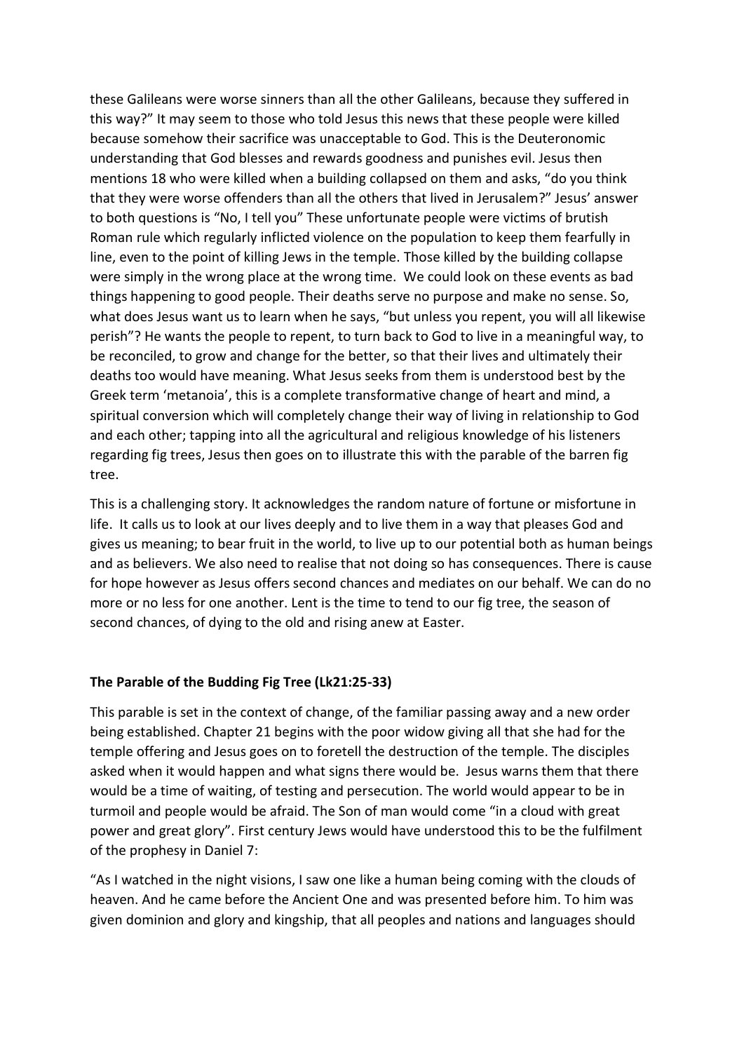these Galileans were worse sinners than all the other Galileans, because they suffered in this way?" It may seem to those who told Jesus this news that these people were killed because somehow their sacrifice was unacceptable to God. This is the Deuteronomic understanding that God blesses and rewards goodness and punishes evil. Jesus then mentions 18 who were killed when a building collapsed on them and asks, "do you think that they were worse offenders than all the others that lived in Jerusalem?" Jesus' answer to both questions is "No, I tell you" These unfortunate people were victims of brutish Roman rule which regularly inflicted violence on the population to keep them fearfully in line, even to the point of killing Jews in the temple. Those killed by the building collapse were simply in the wrong place at the wrong time. We could look on these events as bad things happening to good people. Their deaths serve no purpose and make no sense. So, what does Jesus want us to learn when he says, "but unless you repent, you will all likewise perish"? He wants the people to repent, to turn back to God to live in a meaningful way, to be reconciled, to grow and change for the better, so that their lives and ultimately their deaths too would have meaning. What Jesus seeks from them is understood best by the Greek term 'metanoia', this is a complete transformative change of heart and mind, a spiritual conversion which will completely change their way of living in relationship to God and each other; tapping into all the agricultural and religious knowledge of his listeners regarding fig trees, Jesus then goes on to illustrate this with the parable of the barren fig tree.

This is a challenging story. It acknowledges the random nature of fortune or misfortune in life. It calls us to look at our lives deeply and to live them in a way that pleases God and gives us meaning; to bear fruit in the world, to live up to our potential both as human beings and as believers. We also need to realise that not doing so has consequences. There is cause for hope however as Jesus offers second chances and mediates on our behalf. We can do no more or no less for one another. Lent is the time to tend to our fig tree, the season of second chances, of dying to the old and rising anew at Easter.

**The Parable of the Budding Fig Tree (Lk21:25-33)**

This parable is set in the context of change, of the familiar passing away and a new order being established. Chapter 21 begins with the poor widow giving all that she had for the temple offering and Jesus goes on to foretell the destruction of the temple. The disciples asked when it would happen and what signs there would be. Jesus warns them that there would be a time of waiting, of testing and persecution. The world would appear to be in turmoil and people would be afraid. The Son of man would come "in a cloud with great power and great glory". First century Jews would have understood this to be the fulfilment of the prophesy in Daniel 7:

"As I watched in the night visions, I saw one like a human being coming with the clouds of heaven. And he came before the Ancient One and was presented before him. To him was given dominion and glory and kingship, that all peoples and nations and languages should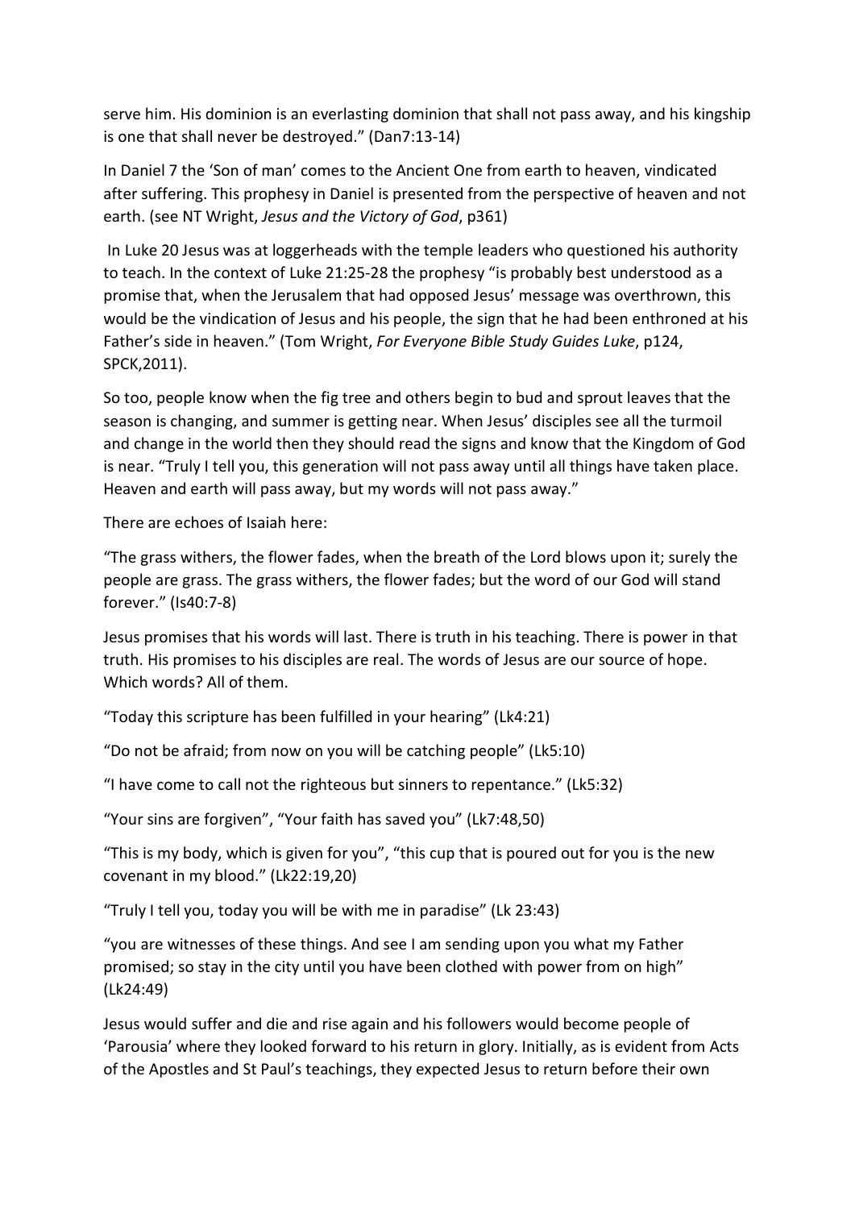serve him. His dominion is an everlasting dominion that shall not pass away, and his kingship is one that shall never be destroyed." (Dan7:13-14)

In Daniel 7 the 'Son of man' comes to the Ancient One from earth to heaven, vindicated after suffering. This prophesy in Daniel is presented from the perspective of heaven and not earth. (see NT Wright, *Jesus and the Victory of God*, p361)

In Luke 20 Jesus was at loggerheads with the temple leaders who questioned his authority to teach. In the context of Luke 21:25-28 the prophesy "is probably best understood as a promise that, when the Jerusalem that had opposed Jesus' message was overthrown, this would be the vindication of Jesus and his people, the sign that he had been enthroned at his Father's side in heaven." (Tom Wright, *For Everyone Bible Study Guides Luke*, p124, SPCK,2011).

So too, people know when the fig tree and others begin to bud and sprout leaves that the season is changing, and summer is getting near. When Jesus' disciples see all the turmoil and change in the world then they should read the signs and know that the Kingdom of God is near. "Truly I tell you, this generation will not pass away until all things have taken place. Heaven and earth will pass away, but my words will not pass away."

There are echoes of Isaiah here:

"The grass withers, the flower fades, when the breath of the Lord blows upon it; surely the people are grass. The grass withers, the flower fades; but the word of our God will stand forever." (Is40:7-8)

Jesus promises that his words will last. There is truth in his teaching. There is power in that truth. His promises to his disciples are real. The words of Jesus are our source of hope. Which words? All of them.

"Today this scripture has been fulfilled in your hearing" (Lk4:21)

"Do not be afraid; from now on you will be catching people" (Lk5:10)

"I have come to call not the righteous but sinners to repentance." (Lk5:32)

"Your sins are forgiven", "Your faith has saved you" (Lk7:48,50)

"This is my body, which is given for you", "this cup that is poured out for you is the new covenant in my blood." (Lk22:19,20)

"Truly I tell you, today you will be with me in paradise" (Lk 23:43)

"you are witnesses of these things. And see I am sending upon you what my Father promised; so stay in the city until you have been clothed with power from on high" (Lk24:49)

Jesus would suffer and die and rise again and his followers would become people of 'Parousia' where they looked forward to his return in glory. Initially, as is evident from Acts of the Apostles and St Paul's teachings, they expected Jesus to return before their own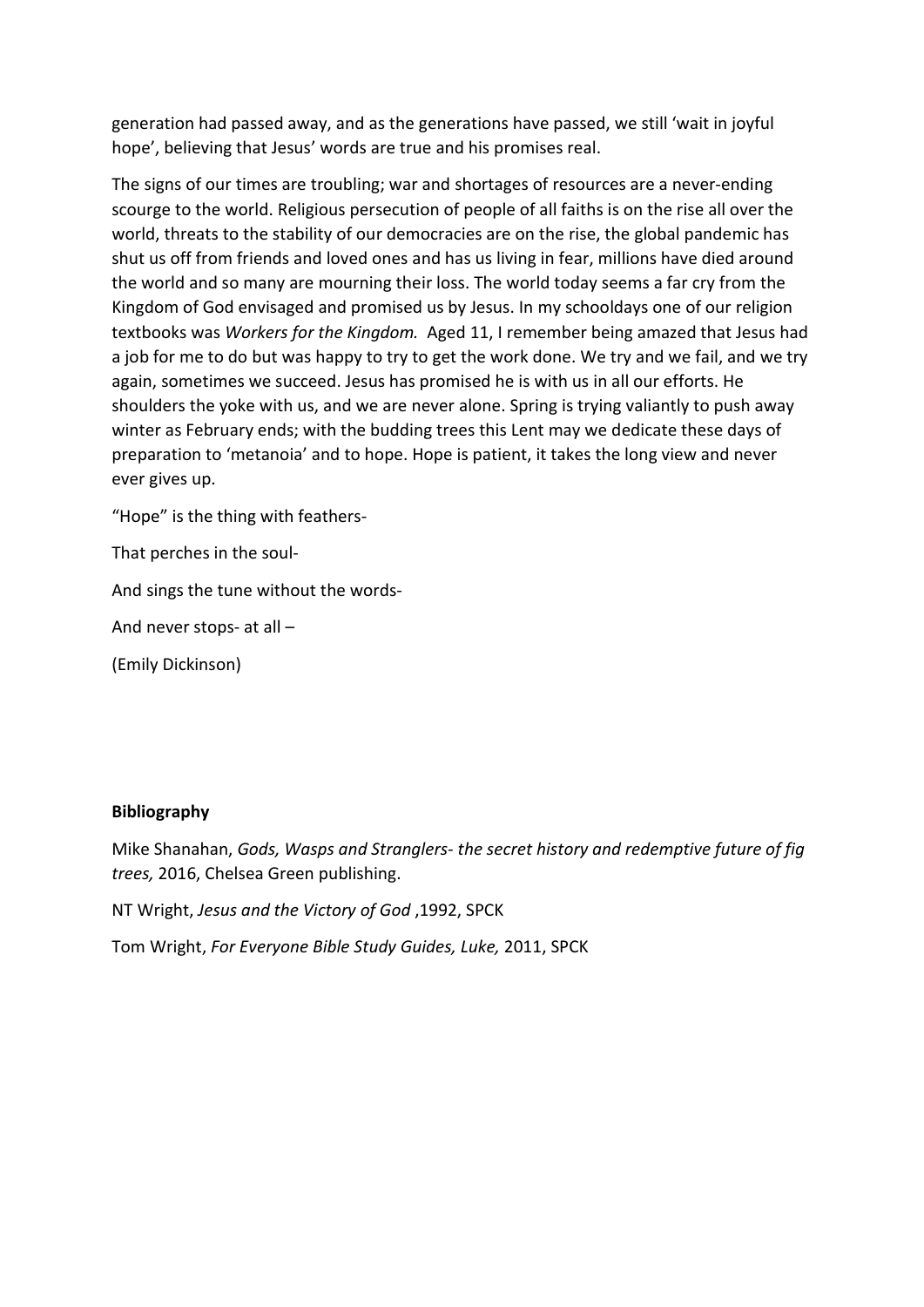generation had passed away, and as the generations have passed, we still 'wait in joyful hope', believing that Jesus' words are true and his promises real.

The signs of our times are troubling; war and shortages of resources are a never-ending scourge to the world. Religious persecution of people of all faiths is on the rise all over the world, threats to the stability of our democracies are on the rise, the global pandemic has shut us off from friends and loved ones and has us living in fear, millions have died around the world and so many are mourning their loss. The world today seems a far cry from the Kingdom of God envisaged and promised us by Jesus. In my schooldays one of our religion textbooks was *Workers for the Kingdom.* Aged 11, I remember being amazed that Jesus had a job for me to do but was happy to try to get the work done. We try and we fail, and we try again, sometimes we succeed. Jesus has promised he is with us in all our efforts. He shoulders the yoke with us, and we are never alone. Spring is trying valiantly to push away winter as February ends; with the budding trees this Lent may we dedicate these days of preparation to 'metanoia' and to hope. Hope is patient, it takes the long view and never ever gives up.

"Hope" is the thing with feathers-

That perches in the soul-

And sings the tune without the words-

And never stops- at all –

(Emily Dickinson)

**Bibliography**

Mike Shanahan, *Gods, Wasps and Stranglers- the secret history and redemptive future of fig trees,* 2016, Chelsea Green publishing.

NT Wright, *Jesus and the Victory of God* ,1992, SPCK

Tom Wright, *For Everyone Bible Study Guides, Luke,* 2011, SPCK